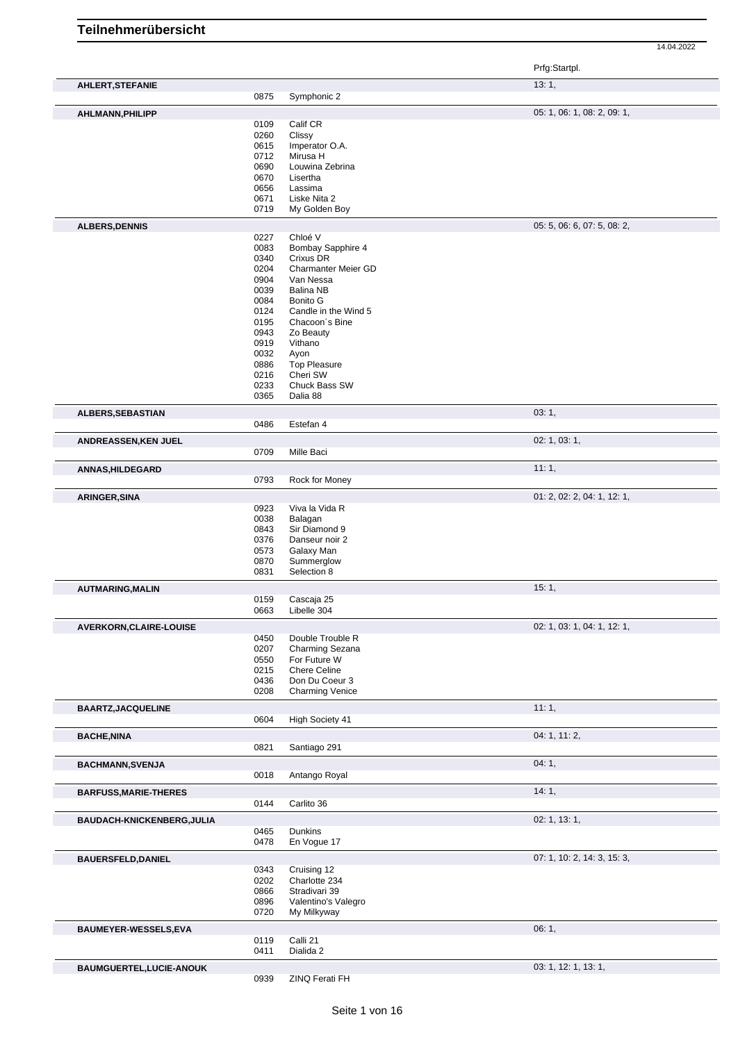# Teilnehmerübersicht

14.04.2022

| Name | Nr. | Pferd | Prfg:Startpl. |
|---|---|---|---|
| **AHLERT,STEFANIE** | | | 13: 1, |
| | 0875 | Symphonic 2 | |
| **AHLMANN,PHILIPP** | | | 05: 1, 06: 1, 08: 2, 09: 1, |
| | 0109 | Calif CR | |
| | 0260 | Clissy | |
| | 0615 | Imperator O.A. | |
| | 0712 | Mirusa H | |
| | 0690 | Louwina Zebrina | |
| | 0670 | Lisertha | |
| | 0656 | Lassima | |
| | 0671 | Liske Nita 2 | |
| | 0719 | My Golden Boy | |
| **ALBERS,DENNIS** | | | 05: 5, 06: 6, 07: 5, 08: 2, |
| | 0227 | Chloé V | |
| | 0083 | Bombay Sapphire 4 | |
| | 0340 | Crixus DR | |
| | 0204 | Charmanter Meier GD | |
| | 0904 | Van Nessa | |
| | 0039 | Balina NB | |
| | 0084 | Bonito G | |
| | 0124 | Candle in the Wind 5 | |
| | 0195 | Chacoon´s Bine | |
| | 0943 | Zo Beauty | |
| | 0919 | Vithano | |
| | 0032 | Ayon | |
| | 0886 | Top Pleasure | |
| | 0216 | Cheri SW | |
| | 0233 | Chuck Bass SW | |
| | 0365 | Dalia 88 | |
| **ALBERS,SEBASTIAN** | | | 03: 1, |
| | 0486 | Estefan 4 | |
| **ANDREASSEN,KEN JUEL** | | | 02: 1, 03: 1, |
| | 0709 | Mille Baci | |
| **ANNAS,HILDEGARD** | | | 11: 1, |
| | 0793 | Rock for Money | |
| **ARINGER,SINA** | | | 01: 2, 02: 2, 04: 1, 12: 1, |
| | 0923 | Viva la Vida R | |
| | 0038 | Balagan | |
| | 0843 | Sir Diamond 9 | |
| | 0376 | Danseur noir 2 | |
| | 0573 | Galaxy Man | |
| | 0870 | Summerglow | |
| | 0831 | Selection 8 | |
| **AUTMARING,MALIN** | | | 15: 1, |
| | 0159 | Cascaja 25 | |
| | 0663 | Libelle 304 | |
| **AVERKORN,CLAIRE-LOUISE** | | | 02: 1, 03: 1, 04: 1, 12: 1, |
| | 0450 | Double Trouble R | |
| | 0207 | Charming Sezana | |
| | 0550 | For Future W | |
| | 0215 | Chere Celine | |
| | 0436 | Don Du Coeur 3 | |
| | 0208 | Charming Venice | |
| **BAARTZ,JACQUELINE** | | | 11: 1, |
| | 0604 | High Society 41 | |
| **BACHE,NINA** | | | 04: 1, 11: 2, |
| | 0821 | Santiago 291 | |
| **BACHMANN,SVENJA** | | | 04: 1, |
| | 0018 | Antango Royal | |
| **BARFUSS,MARIE-THERES** | | | 14: 1, |
| | 0144 | Carlito 36 | |
| **BAUDACH-KNICKENBERG,JULIA** | | | 02: 1, 13: 1, |
| | 0465 | Dunkins | |
| | 0478 | En Vogue 17 | |
| **BAUERSFELD,DANIEL** | | | 07: 1, 10: 2, 14: 3, 15: 3, |
| | 0343 | Cruising 12 | |
| | 0202 | Charlotte 234 | |
| | 0866 | Stradivari 39 | |
| | 0896 | Valentino's Valegro | |
| | 0720 | My Milkyway | |
| **BAUMEYER-WESSELS,EVA** | | | 06: 1, |
| | 0119 | Calli 21 | |
| | 0411 | Dialida 2 | |
| **BAUMGUERTEL,LUCIE-ANOUK** | | | 03: 1, 12: 1, 13: 1, |
| | 0939 | ZINQ Ferati FH | |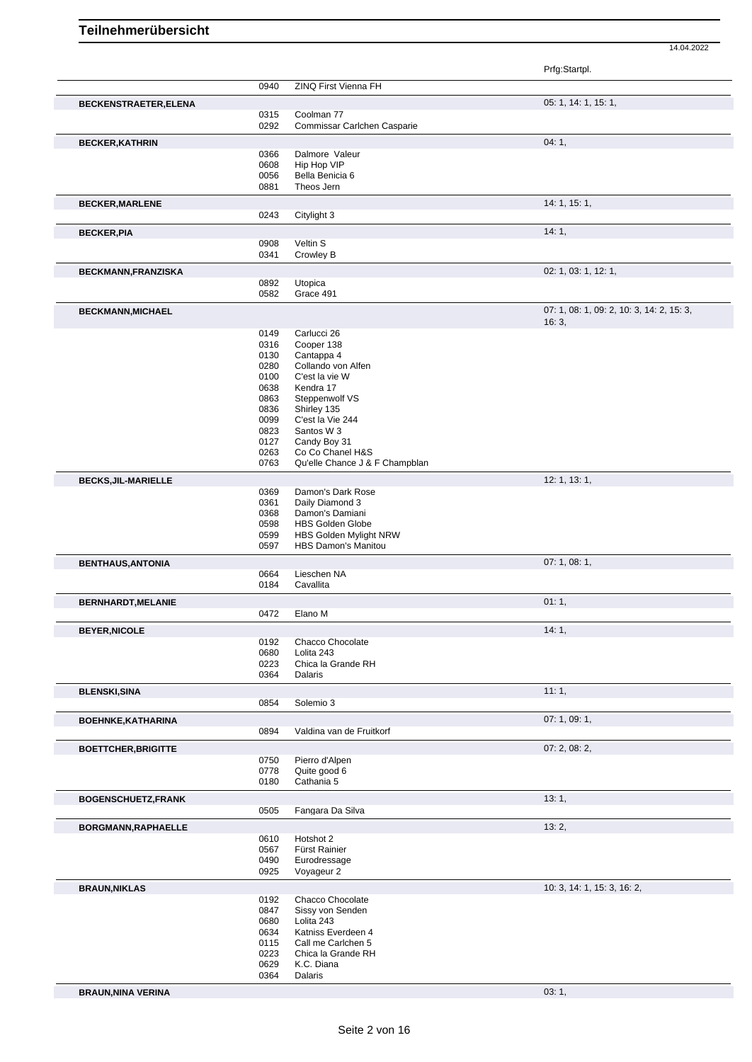# Teilnehmerübersicht

14.04.2022

| Reiter | Nr. | Pferd | Prfg:Startpl. |
|---|---|---|---|
| | 0940 | ZINQ First Vienna FH | |
| **BECKENSTRAETER,ELENA** | | | 05: 1, 14: 1, 15: 1, |
| | 0315 | Coolman 77 | |
| | 0292 | Commissar Carlchen Casparie | |
| **BECKER,KATHRIN** | | | 04: 1, |
| | 0366 | Dalmore Valeur | |
| | 0608 | Hip Hop VIP | |
| | 0056 | Bella Benicia 6 | |
| | 0881 | Theos Jern | |
| **BECKER,MARLENE** | | | 14: 1, 15: 1, |
| | 0243 | Citylight 3 | |
| **BECKER,PIA** | | | 14: 1, |
| | 0908 | Veltin S | |
| | 0341 | Crowley B | |
| **BECKMANN,FRANZISKA** | | | 02: 1, 03: 1, 12: 1, |
| | 0892 | Utopica | |
| | 0582 | Grace 491 | |
| **BECKMANN,MICHAEL** | | | 07: 1, 08: 1, 09: 2, 10: 3, 14: 2, 15: 3, 16: 3, |
| | 0149 | Carlucci 26 | |
| | 0316 | Cooper 138 | |
| | 0130 | Cantappa 4 | |
| | 0280 | Collando von Alfen | |
| | 0100 | C'est la vie W | |
| | 0638 | Kendra 17 | |
| | 0863 | Steppenwolf VS | |
| | 0836 | Shirley 135 | |
| | 0099 | C'est la Vie 244 | |
| | 0823 | Santos W 3 | |
| | 0127 | Candy Boy 31 | |
| | 0263 | Co Co Chanel H&S | |
| | 0763 | Qu'elle Chance J & F Champblan | |
| **BECKS,JIL-MARIELLE** | | | 12: 1, 13: 1, |
| | 0369 | Damon's Dark Rose | |
| | 0361 | Daily Diamond 3 | |
| | 0368 | Damon's Damiani | |
| | 0598 | HBS Golden Globe | |
| | 0599 | HBS Golden Mylight NRW | |
| | 0597 | HBS Damon's Manitou | |
| **BENTHAUS,ANTONIA** | | | 07: 1, 08: 1, |
| | 0664 | Lieschen NA | |
| | 0184 | Cavallita | |
| **BERNHARDT,MELANIE** | | | 01: 1, |
| | 0472 | Elano M | |
| **BEYER,NICOLE** | | | 14: 1, |
| | 0192 | Chacco Chocolate | |
| | 0680 | Lolita 243 | |
| | 0223 | Chica la Grande RH | |
| | 0364 | Dalaris | |
| **BLENSKI,SINA** | | | 11: 1, |
| | 0854 | Solemio 3 | |
| **BOEHNKE,KATHARINA** | | | 07: 1, 09: 1, |
| | 0894 | Valdina van de Fruitkorf | |
| **BOETTCHER,BRIGITTE** | | | 07: 2, 08: 2, |
| | 0750 | Pierro d'Alpen | |
| | 0778 | Quite good 6 | |
| | 0180 | Cathania 5 | |
| **BOGENSCHUETZ,FRANK** | | | 13: 1, |
| | 0505 | Fangara Da Silva | |
| **BORGMANN,RAPHAELLE** | | | 13: 2, |
| | 0610 | Hotshot 2 | |
| | 0567 | Fürst Rainier | |
| | 0490 | Eurodressage | |
| | 0925 | Voyageur 2 | |
| **BRAUN,NIKLAS** | | | 10: 3, 14: 1, 15: 3, 16: 2, |
| | 0192 | Chacco Chocolate | |
| | 0847 | Sissy von Senden | |
| | 0680 | Lolita 243 | |
| | 0634 | Katniss Everdeen 4 | |
| | 0115 | Call me Carlchen 5 | |
| | 0223 | Chica la Grande RH | |
| | 0629 | K.C. Diana | |
| | 0364 | Dalaris | |
| **BRAUN,NINA VERINA** | | | 03: 1, |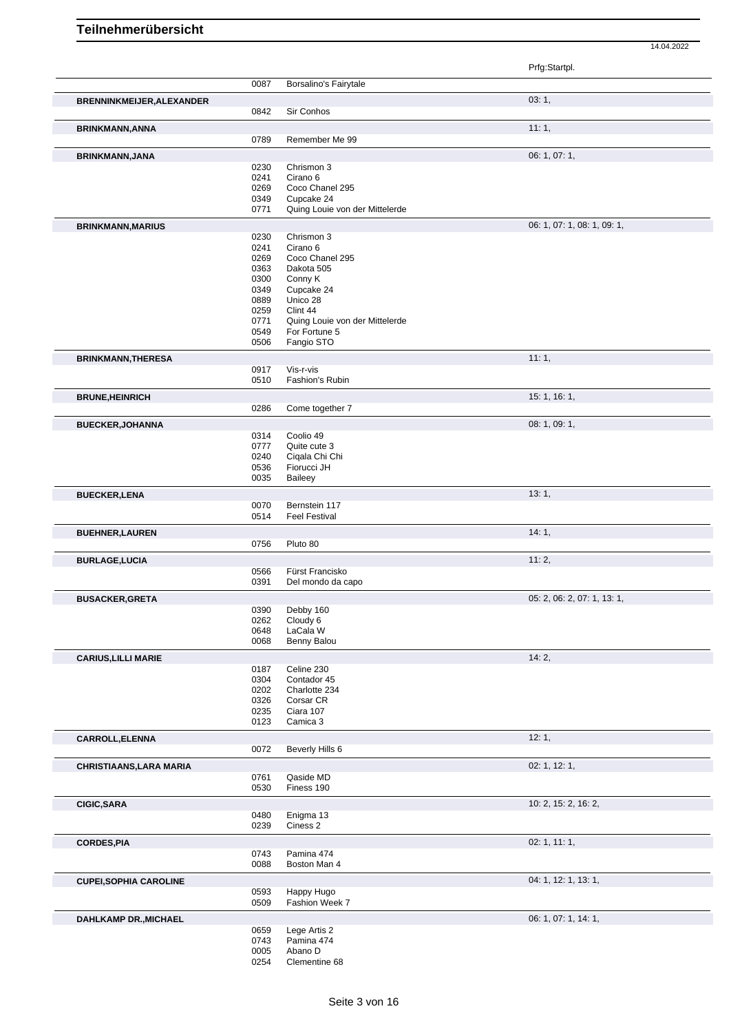# Teilnehmerübersicht

14.04.2022

| Teilnehmer | Nr. | Pferd | Prfg:Startpl. |
|---|---|---|---|
| | 0087 | Borsalino's Fairytale | |
| **BRENNINKMEIJER,ALEXANDER** | | | 03: 1, |
| | 0842 | Sir Conhos | |
| **BRINKMANN,ANNA** | | | 11: 1, |
| | 0789 | Remember Me 99 | |
| **BRINKMANN,JANA** | | | 06: 1, 07: 1, |
| | 0230 | Chrismon 3 | |
| | 0241 | Cirano 6 | |
| | 0269 | Coco Chanel 295 | |
| | 0349 | Cupcake 24 | |
| | 0771 | Quing Louie von der Mittelerde | |
| **BRINKMANN,MARIUS** | | | 06: 1, 07: 1, 08: 1, 09: 1, |
| | 0230 | Chrismon 3 | |
| | 0241 | Cirano 6 | |
| | 0269 | Coco Chanel 295 | |
| | 0363 | Dakota 505 | |
| | 0300 | Conny K | |
| | 0349 | Cupcake 24 | |
| | 0889 | Unico 28 | |
| | 0259 | Clint 44 | |
| | 0771 | Quing Louie von der Mittelerde | |
| | 0549 | For Fortune 5 | |
| | 0506 | Fangio STO | |
| **BRINKMANN,THERESA** | | | 11: 1, |
| | 0917 | Vis-r-vis | |
| | 0510 | Fashion's Rubin | |
| **BRUNE,HEINRICH** | | | 15: 1, 16: 1, |
| | 0286 | Come together 7 | |
| **BUECKER,JOHANNA** | | | 08: 1, 09: 1, |
| | 0314 | Coolio 49 | |
| | 0777 | Quite cute 3 | |
| | 0240 | Ciqala Chi Chi | |
| | 0536 | Fiorucci JH | |
| | 0035 | Baileey | |
| **BUECKER,LENA** | | | 13: 1, |
| | 0070 | Bernstein 117 | |
| | 0514 | Feel Festival | |
| **BUEHNER,LAUREN** | | | 14: 1, |
| | 0756 | Pluto 80 | |
| **BURLAGE,LUCIA** | | | 11: 2, |
| | 0566 | Fürst Francisko | |
| | 0391 | Del mondo da capo | |
| **BUSACKER,GRETA** | | | 05: 2, 06: 2, 07: 1, 13: 1, |
| | 0390 | Debby 160 | |
| | 0262 | Cloudy 6 | |
| | 0648 | LaCala W | |
| | 0068 | Benny Balou | |
| **CARIUS,LILLI MARIE** | | | 14: 2, |
| | 0187 | Celine 230 | |
| | 0304 | Contador 45 | |
| | 0202 | Charlotte 234 | |
| | 0326 | Corsar CR | |
| | 0235 | Ciara 107 | |
| | 0123 | Camica 3 | |
| **CARROLL,ELENNA** | | | 12: 1, |
| | 0072 | Beverly Hills 6 | |
| **CHRISTIAANS,LARA MARIA** | | | 02: 1, 12: 1, |
| | 0761 | Qaside MD | |
| | 0530 | Finess 190 | |
| **CIGIC,SARA** | | | 10: 2, 15: 2, 16: 2, |
| | 0480 | Enigma 13 | |
| | 0239 | Ciness 2 | |
| **CORDES,PIA** | | | 02: 1, 11: 1, |
| | 0743 | Pamina 474 | |
| | 0088 | Boston Man 4 | |
| **CUPEI,SOPHIA CAROLINE** | | | 04: 1, 12: 1, 13: 1, |
| | 0593 | Happy Hugo | |
| | 0509 | Fashion Week 7 | |
| **DAHLKAMP DR.,MICHAEL** | | | 06: 1, 07: 1, 14: 1, |
| | 0659 | Lege Artis 2 | |
| | 0743 | Pamina 474 | |
| | 0005 | Abano D | |
| | 0254 | Clementine 68 | |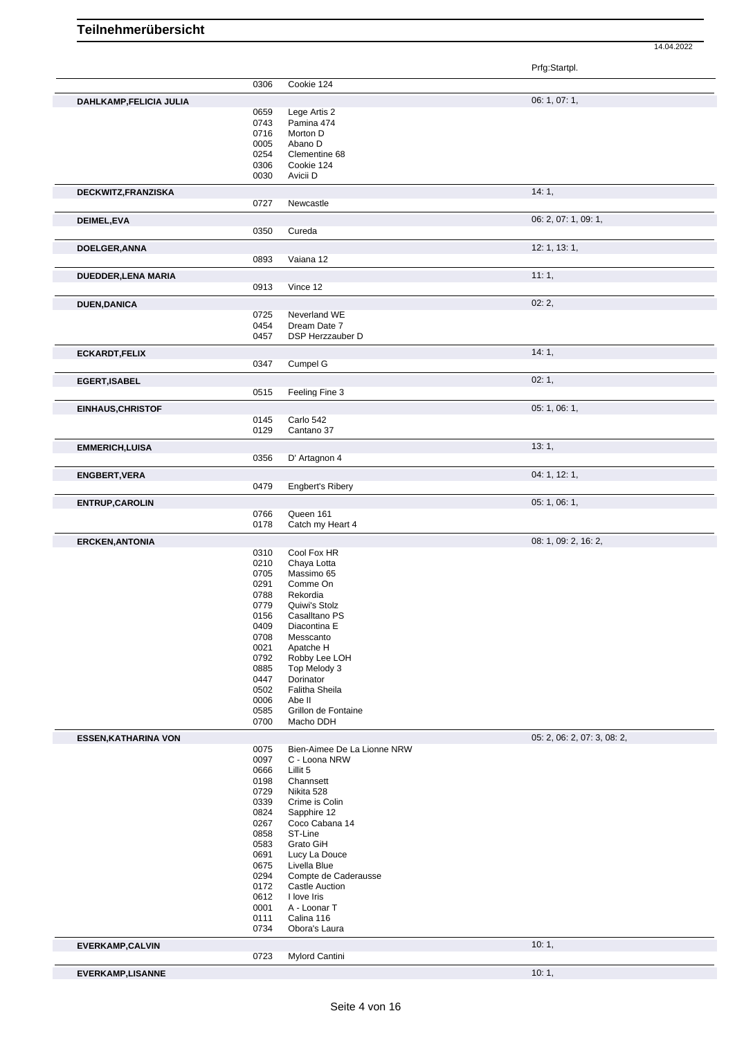# Teilnehmerübersicht

14.04.2022

| | | | Prfg:Startpl. |
|---|---|---|---|
| | 0306 | Cookie 124 | |
| **DAHLKAMP,FELICIA JULIA** | | | 06: 1, 07: 1, |
| | 0659 | Lege Artis 2 | |
| | 0743 | Pamina 474 | |
| | 0716 | Morton D | |
| | 0005 | Abano D | |
| | 0254 | Clementine 68 | |
| | 0306 | Cookie 124 | |
| | 0030 | Avicii D | |
| **DECKWITZ,FRANZISKA** | | | 14: 1, |
| | 0727 | Newcastle | |
| **DEIMEL,EVA** | | | 06: 2, 07: 1, 09: 1, |
| | 0350 | Cureda | |
| **DOELGER,ANNA** | | | 12: 1, 13: 1, |
| | 0893 | Vaiana 12 | |
| **DUEDDER,LENA MARIA** | | | 11: 1, |
| | 0913 | Vince 12 | |
| **DUEN,DANICA** | | | 02: 2, |
| | 0725 | Neverland WE | |
| | 0454 | Dream Date 7 | |
| | 0457 | DSP Herzzauber D | |
| **ECKARDT,FELIX** | | | 14: 1, |
| | 0347 | Cumpel G | |
| **EGERT,ISABEL** | | | 02: 1, |
| | 0515 | Feeling Fine 3 | |
| **EINHAUS,CHRISTOF** | | | 05: 1, 06: 1, |
| | 0145 | Carlo 542 | |
| | 0129 | Cantano 37 | |
| **EMMERICH,LUISA** | | | 13: 1, |
| | 0356 | D' Artagnon 4 | |
| **ENGBERT,VERA** | | | 04: 1, 12: 1, |
| | 0479 | Engbert's Ribery | |
| **ENTRUP,CAROLIN** | | | 05: 1, 06: 1, |
| | 0766 | Queen 161 | |
| | 0178 | Catch my Heart 4 | |
| **ERCKEN,ANTONIA** | | | 08: 1, 09: 2, 16: 2, |
| | 0310 | Cool Fox HR | |
| | 0210 | Chaya Lotta | |
| | 0705 | Massimo 65 | |
| | 0291 | Comme On | |
| | 0788 | Rekordia | |
| | 0779 | Quiwi's Stolz | |
| | 0156 | Casalltano PS | |
| | 0409 | Diacontina E | |
| | 0708 | Messcanto | |
| | 0021 | Apatche H | |
| | 0792 | Robby Lee LOH | |
| | 0885 | Top Melody 3 | |
| | 0447 | Dorinator | |
| | 0502 | Falitha Sheila | |
| | 0006 | Abe II | |
| | 0585 | Grillon de Fontaine | |
| | 0700 | Macho DDH | |
| **ESSEN,KATHARINA VON** | | | 05: 2, 06: 2, 07: 3, 08: 2, |
| | 0075 | Bien-Aimee De La Lionne NRW | |
| | 0097 | C - Loona NRW | |
| | 0666 | Lillit 5 | |
| | 0198 | Channsett | |
| | 0729 | Nikita 528 | |
| | 0339 | Crime is Colin | |
| | 0824 | Sapphire 12 | |
| | 0267 | Coco Cabana 14 | |
| | 0858 | ST-Line | |
| | 0583 | Grato GiH | |
| | 0691 | Lucy La Douce | |
| | 0675 | Livella Blue | |
| | 0294 | Compte de Caderausse | |
| | 0172 | Castle Auction | |
| | 0612 | I love Iris | |
| | 0001 | A - Loonar T | |
| | 0111 | Calina 116 | |
| | 0734 | Obora's Laura | |
| **EVERKAMP,CALVIN** | | | 10: 1, |
| | 0723 | Mylord Cantini | |
| **EVERKAMP,LISANNE** | | | 10: 1, |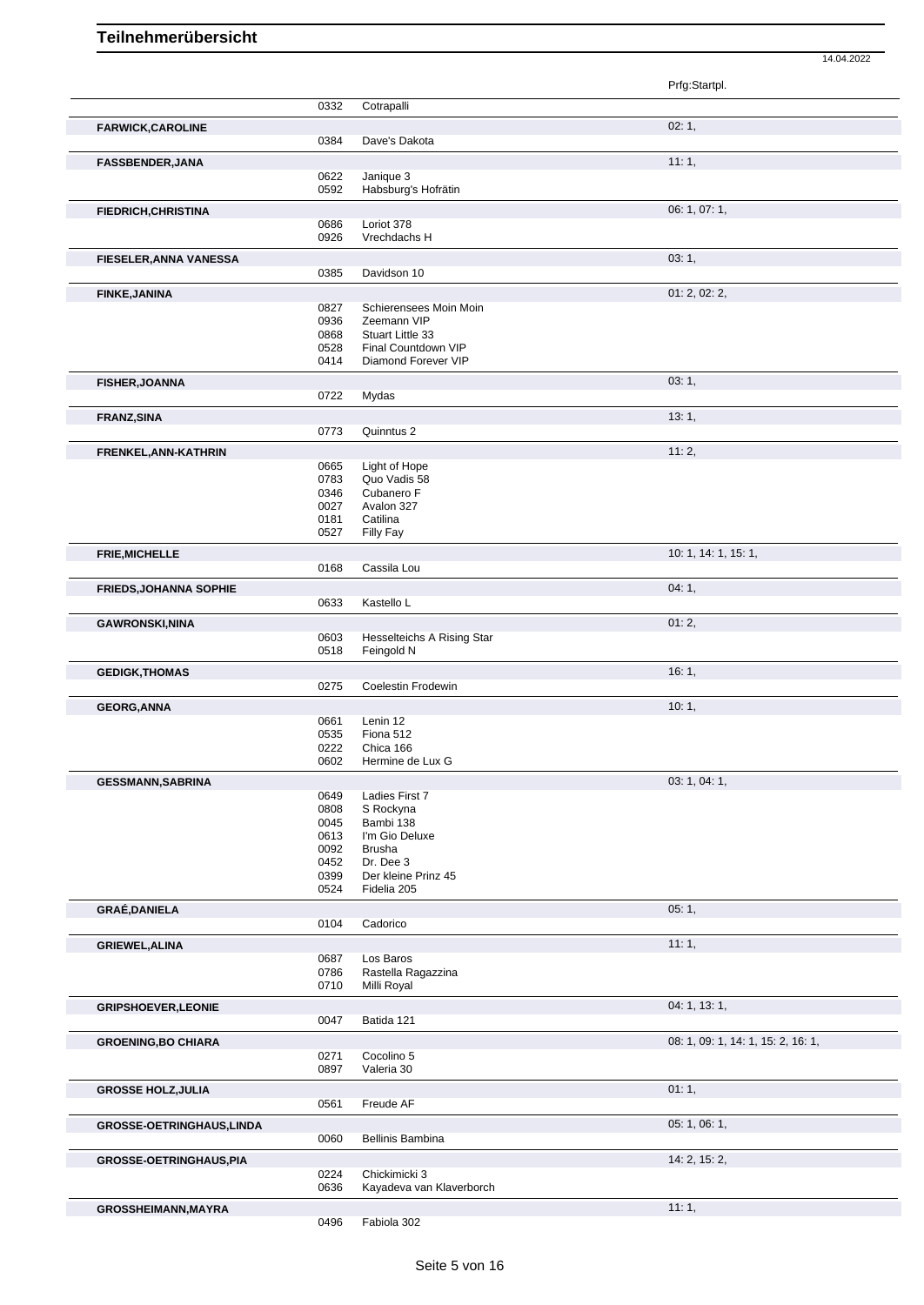## Teilnehmerübersicht

14.04.2022

| Teilnehmer | Nr. | Pferd | Prfg:Startpl. |
|---|---|---|---|
| | 0332 | Cotrapalli | |
| **FARWICK,CAROLINE** | | | 02: 1, |
| | 0384 | Dave's Dakota | |
| **FASSBENDER,JANA** | | | 11: 1, |
| | 0622 | Janique 3 | |
| | 0592 | Habsburg's Hofrätin | |
| **FIEDRICH,CHRISTINA** | | | 06: 1, 07: 1, |
| | 0686 | Loriot 378 | |
| | 0926 | Vrechdachs H | |
| **FIESELER,ANNA VANESSA** | | | 03: 1, |
| | 0385 | Davidson 10 | |
| **FINKE,JANINA** | | | 01: 2, 02: 2, |
| | 0827 | Schierensees Moin Moin | |
| | 0936 | Zeemann VIP | |
| | 0868 | Stuart Little 33 | |
| | 0528 | Final Countdown VIP | |
| | 0414 | Diamond Forever VIP | |
| **FISHER,JOANNA** | | | 03: 1, |
| | 0722 | Mydas | |
| **FRANZ,SINA** | | | 13: 1, |
| | 0773 | Quinntus 2 | |
| **FRENKEL,ANN-KATHRIN** | | | 11: 2, |
| | 0665 | Light of Hope | |
| | 0783 | Quo Vadis 58 | |
| | 0346 | Cubanero F | |
| | 0027 | Avalon 327 | |
| | 0181 | Catilina | |
| | 0527 | Filly Fay | |
| **FRIE,MICHELLE** | | | 10: 1, 14: 1, 15: 1, |
| | 0168 | Cassila Lou | |
| **FRIEDS,JOHANNA SOPHIE** | | | 04: 1, |
| | 0633 | Kastello L | |
| **GAWRONSKI,NINA** | | | 01: 2, |
| | 0603 | Hesselteichs A Rising Star | |
| | 0518 | Feingold N | |
| **GEDIGK,THOMAS** | | | 16: 1, |
| | 0275 | Coelestin Frodewin | |
| **GEORG,ANNA** | | | 10: 1, |
| | 0661 | Lenin 12 | |
| | 0535 | Fiona 512 | |
| | 0222 | Chica 166 | |
| | 0602 | Hermine de Lux G | |
| **GESSMANN,SABRINA** | | | 03: 1, 04: 1, |
| | 0649 | Ladies First 7 | |
| | 0808 | S Rockyna | |
| | 0045 | Bambi 138 | |
| | 0613 | I'm Gio Deluxe | |
| | 0092 | Brusha | |
| | 0452 | Dr. Dee 3 | |
| | 0399 | Der kleine Prinz 45 | |
| | 0524 | Fidelia 205 | |
| **GRAÉ,DANIELA** | | | 05: 1, |
| | 0104 | Cadorico | |
| **GRIEWEL,ALINA** | | | 11: 1, |
| | 0687 | Los Baros | |
| | 0786 | Rastella Ragazzina | |
| | 0710 | Milli Royal | |
| **GRIPSHOEVER,LEONIE** | | | 04: 1, 13: 1, |
| | 0047 | Batida 121 | |
| **GROENING,BO CHIARA** | | | 08: 1, 09: 1, 14: 1, 15: 2, 16: 1, |
| | 0271 | Cocolino 5 | |
| | 0897 | Valeria 30 | |
| **GROSSE HOLZ,JULIA** | | | 01: 1, |
| | 0561 | Freude AF | |
| **GROSSE-OETRINGHAUS,LINDA** | | | 05: 1, 06: 1, |
| | 0060 | Bellinis Bambina | |
| **GROSSE-OETRINGHAUS,PIA** | | | 14: 2, 15: 2, |
| | 0224 | Chickimicki 3 | |
| | 0636 | Kayadeva van Klaverborch | |
| **GROSSHEIMANN,MAYRA** | | | 11: 1, |
| | 0496 | Fabiola 302 | |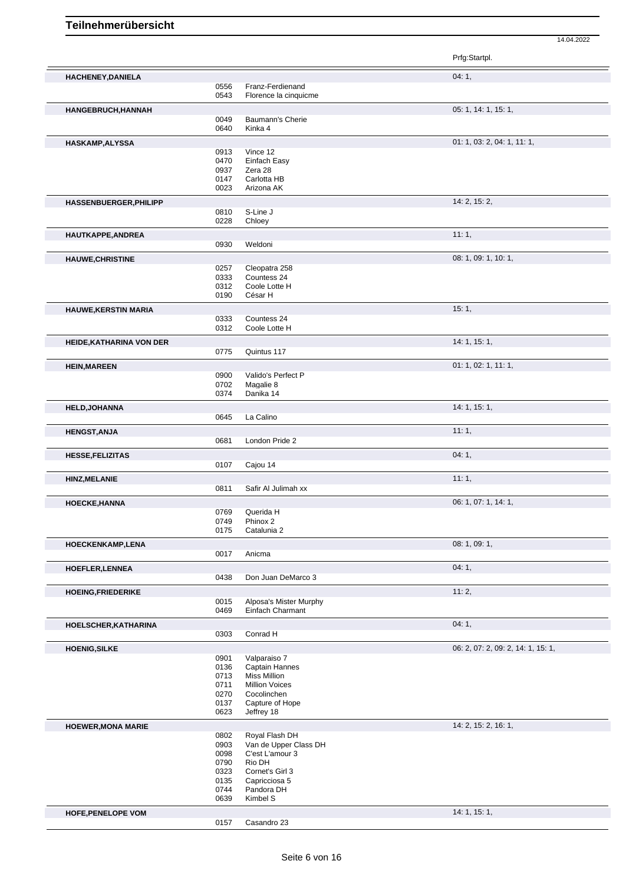# Teilnehmerübersicht

14.04.2022

| Teilnehmer | Nr. | Pferd | Prfg:Startpl. |
|---|---|---|---|
| **HACHENEY,DANIELA** | | | 04: 1, |
| | 0556 | Franz-Ferdienand | |
| | 0543 | Florence la cinquicme | |
| **HANGEBRUCH,HANNAH** | | | 05: 1, 14: 1, 15: 1, |
| | 0049 | Baumann's Cherie | |
| | 0640 | Kinka 4 | |
| **HASKAMP,ALYSSA** | | | 01: 1, 03: 2, 04: 1, 11: 1, |
| | 0913 | Vince 12 | |
| | 0470 | Einfach Easy | |
| | 0937 | Zera 28 | |
| | 0147 | Carlotta HB | |
| | 0023 | Arizona AK | |
| **HASSENBUERGER,PHILIPP** | | | 14: 2, 15: 2, |
| | 0810 | S-Line J | |
| | 0228 | Chloey | |
| **HAUTKAPPE,ANDREA** | | | 11: 1, |
| | 0930 | Weldoni | |
| **HAUWE,CHRISTINE** | | | 08: 1, 09: 1, 10: 1, |
| | 0257 | Cleopatra 258 | |
| | 0333 | Countess 24 | |
| | 0312 | Coole Lotte H | |
| | 0190 | César H | |
| **HAUWE,KERSTIN MARIA** | | | 15: 1, |
| | 0333 | Countess 24 | |
| | 0312 | Coole Lotte H | |
| **HEIDE,KATHARINA VON DER** | | | 14: 1, 15: 1, |
| | 0775 | Quintus 117 | |
| **HEIN,MAREEN** | | | 01: 1, 02: 1, 11: 1, |
| | 0900 | Valido's Perfect P | |
| | 0702 | Magalie 8 | |
| | 0374 | Danika 14 | |
| **HELD,JOHANNA** | | | 14: 1, 15: 1, |
| | 0645 | La Calino | |
| **HENGST,ANJA** | | | 11: 1, |
| | 0681 | London Pride 2 | |
| **HESSE,FELIZITAS** | | | 04: 1, |
| | 0107 | Cajou 14 | |
| **HINZ,MELANIE** | | | 11: 1, |
| | 0811 | Safir Al Julimah xx | |
| **HOECKE,HANNA** | | | 06: 1, 07: 1, 14: 1, |
| | 0769 | Querida H | |
| | 0749 | Phinox 2 | |
| | 0175 | Catalunia 2 | |
| **HOECKENKAMP,LENA** | | | 08: 1, 09: 1, |
| | 0017 | Anicma | |
| **HOEFLER,LENNEA** | | | 04: 1, |
| | 0438 | Don Juan DeMarco 3 | |
| **HOEING,FRIEDERIKE** | | | 11: 2, |
| | 0015 | Alposa's Mister Murphy | |
| | 0469 | Einfach Charmant | |
| **HOELSCHER,KATHARINA** | | | 04: 1, |
| | 0303 | Conrad H | |
| **HOENIG,SILKE** | | | 06: 2, 07: 2, 09: 2, 14: 1, 15: 1, |
| | 0901 | Valparaiso 7 | |
| | 0136 | Captain Hannes | |
| | 0713 | Miss Million | |
| | 0711 | Million Voices | |
| | 0270 | Cocolinchen | |
| | 0137 | Capture of Hope | |
| | 0623 | Jeffrey 18 | |
| **HOEWER,MONA MARIE** | | | 14: 2, 15: 2, 16: 1, |
| | 0802 | Royal Flash DH | |
| | 0903 | Van de Upper Class DH | |
| | 0098 | C'est L'amour 3 | |
| | 0790 | Rio DH | |
| | 0323 | Cornet's Girl 3 | |
| | 0135 | Capricciosa 5 | |
| | 0744 | Pandora DH | |
| | 0639 | Kimbel S | |
| **HOFE,PENELOPE VOM** | | | 14: 1, 15: 1, |
| | 0157 | Casandro 23 | |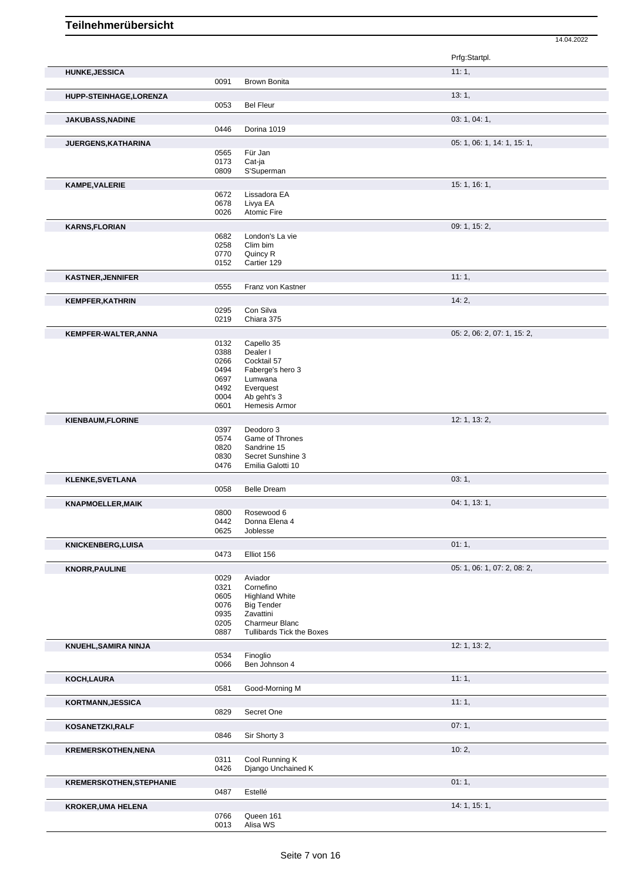# Teilnehmerübersicht

14.04.2022

| Name | Nr. | Pferd | Prfg:Startpl. |
|---|---|---|---|
| **HUNKE,JESSICA** | | | 11: 1, |
| | 0091 | Brown Bonita | |
| **HUPP-STEINHAGE,LORENZA** | | | 13: 1, |
| | 0053 | Bel Fleur | |
| **JAKUBASS,NADINE** | | | 03: 1, 04: 1, |
| | 0446 | Dorina 1019 | |
| **JUERGENS,KATHARINA** | | | 05: 1, 06: 1, 14: 1, 15: 1, |
| | 0565 | Für Jan | |
| | 0173 | Cat-ja | |
| | 0809 | S'Superman | |
| **KAMPE,VALERIE** | | | 15: 1, 16: 1, |
| | 0672 | Lissadora EA | |
| | 0678 | Livya EA | |
| | 0026 | Atomic Fire | |
| **KARNS,FLORIAN** | | | 09: 1, 15: 2, |
| | 0682 | London's La vie | |
| | 0258 | Clim bim | |
| | 0770 | Quincy R | |
| | 0152 | Cartier 129 | |
| **KASTNER,JENNIFER** | | | 11: 1, |
| | 0555 | Franz von Kastner | |
| **KEMPFER,KATHRIN** | | | 14: 2, |
| | 0295 | Con Silva | |
| | 0219 | Chiara 375 | |
| **KEMPFER-WALTER,ANNA** | | | 05: 2, 06: 2, 07: 1, 15: 2, |
| | 0132 | Capello 35 | |
| | 0388 | Dealer I | |
| | 0266 | Cocktail 57 | |
| | 0494 | Faberge's hero 3 | |
| | 0697 | Lumwana | |
| | 0492 | Everquest | |
| | 0004 | Ab geht's 3 | |
| | 0601 | Hemesis Armor | |
| **KIENBAUM,FLORINE** | | | 12: 1, 13: 2, |
| | 0397 | Deodoro 3 | |
| | 0574 | Game of Thrones | |
| | 0820 | Sandrine 15 | |
| | 0830 | Secret Sunshine 3 | |
| | 0476 | Emilia Galotti 10 | |
| **KLENKE,SVETLANA** | | | 03: 1, |
| | 0058 | Belle Dream | |
| **KNAPMOELLER,MAIK** | | | 04: 1, 13: 1, |
| | 0800 | Rosewood 6 | |
| | 0442 | Donna Elena 4 | |
| | 0625 | Joblesse | |
| **KNICKENBERG,LUISA** | | | 01: 1, |
| | 0473 | Elliot 156 | |
| **KNORR,PAULINE** | | | 05: 1, 06: 1, 07: 2, 08: 2, |
| | 0029 | Aviador | |
| | 0321 | Cornefino | |
| | 0605 | Highland White | |
| | 0076 | Big Tender | |
| | 0935 | Zavattini | |
| | 0205 | Charmeur Blanc | |
| | 0887 | Tullibards Tick the Boxes | |
| **KNUEHL,SAMIRA NINJA** | | | 12: 1, 13: 2, |
| | 0534 | Finoglio | |
| | 0066 | Ben Johnson 4 | |
| **KOCH,LAURA** | | | 11: 1, |
| | 0581 | Good-Morning M | |
| **KORTMANN,JESSICA** | | | 11: 1, |
| | 0829 | Secret One | |
| **KOSANETZKI,RALF** | | | 07: 1, |
| | 0846 | Sir Shorty 3 | |
| **KREMERSKOTHEN,NENA** | | | 10: 2, |
| | 0311 | Cool Running K | |
| | 0426 | Django Unchained K | |
| **KREMERSKOTHEN,STEPHANIE** | | | 01: 1, |
| | 0487 | Estellé | |
| **KROKER,UMA HELENA** | | | 14: 1, 15: 1, |
| | 0766 | Queen 161 | |
| | 0013 | Alisa WS | |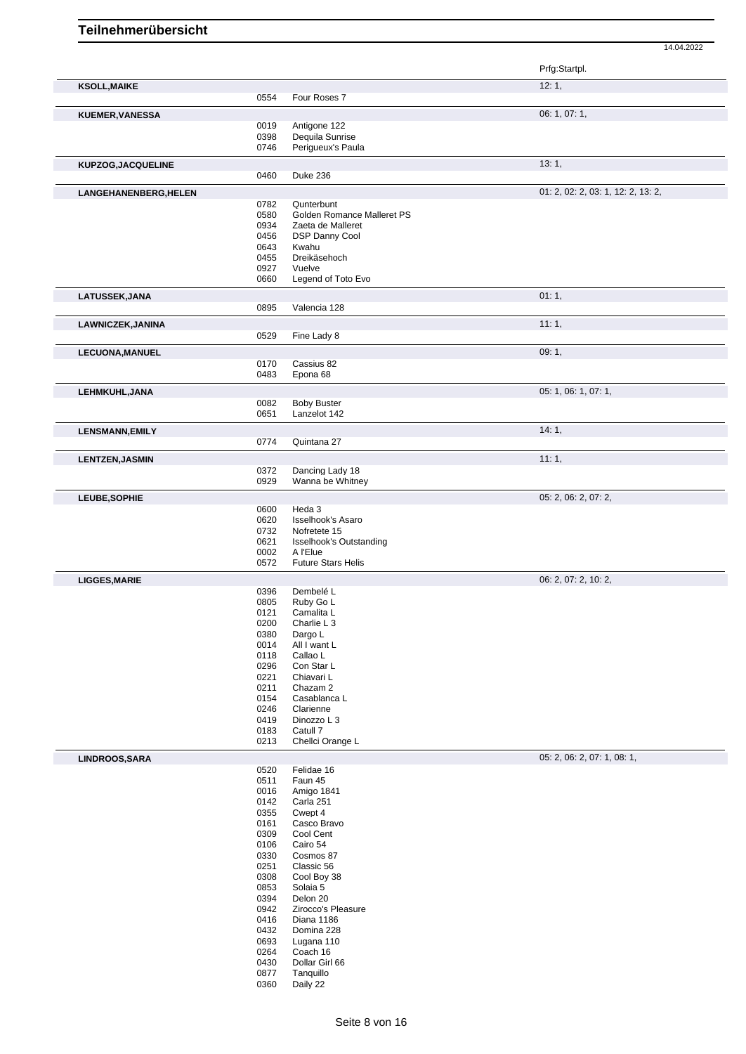# Teilnehmerübersicht

14.04.2022

| Teilnehmer | Nr. | Pferd | Prfg:Startpl. |
|---|---|---|---|
| **KSOLL,MAIKE** | | | 12: 1, |
| | 0554 | Four Roses 7 | |
| **KUEMER,VANESSA** | | | 06: 1, 07: 1, |
| | 0019 | Antigone 122 | |
| | 0398 | Dequila Sunrise | |
| | 0746 | Perigueux's Paula | |
| **KUPZOG,JACQUELINE** | | | 13: 1, |
| | 0460 | Duke 236 | |
| **LANGEHANENBERG,HELEN** | | | 01: 2, 02: 2, 03: 1, 12: 2, 13: 2, |
| | 0782 | Qunterbunt | |
| | 0580 | Golden Romance Malleret PS | |
| | 0934 | Zaeta de Malleret | |
| | 0456 | DSP Danny Cool | |
| | 0643 | Kwahu | |
| | 0455 | Dreikäsehoch | |
| | 0927 | Vuelve | |
| | 0660 | Legend of Toto Evo | |
| **LATUSSEK,JANA** | | | 01: 1, |
| | 0895 | Valencia 128 | |
| **LAWNICZEK,JANINA** | | | 11: 1, |
| | 0529 | Fine Lady 8 | |
| **LECUONA,MANUEL** | | | 09: 1, |
| | 0170 | Cassius 82 | |
| | 0483 | Epona 68 | |
| **LEHMKUHL,JANA** | | | 05: 1, 06: 1, 07: 1, |
| | 0082 | Boby Buster | |
| | 0651 | Lanzelot 142 | |
| **LENSMANN,EMILY** | | | 14: 1, |
| | 0774 | Quintana 27 | |
| **LENTZEN,JASMIN** | | | 11: 1, |
| | 0372 | Dancing Lady 18 | |
| | 0929 | Wanna be Whitney | |
| **LEUBE,SOPHIE** | | | 05: 2, 06: 2, 07: 2, |
| | 0600 | Heda 3 | |
| | 0620 | Isselhook's Asaro | |
| | 0732 | Nofretete 15 | |
| | 0621 | Isselhook's Outstanding | |
| | 0002 | A l'Elue | |
| | 0572 | Future Stars Helis | |
| **LIGGES,MARIE** | | | 06: 2, 07: 2, 10: 2, |
| | 0396 | Dembelé L | |
| | 0805 | Ruby Go L | |
| | 0121 | Camalita L | |
| | 0200 | Charlie L 3 | |
| | 0380 | Dargo L | |
| | 0014 | All I want L | |
| | 0118 | Callao L | |
| | 0296 | Con Star L | |
| | 0221 | Chiavari L | |
| | 0211 | Chazam 2 | |
| | 0154 | Casablanca L | |
| | 0246 | Clarienne | |
| | 0419 | Dinozzo L 3 | |
| | 0183 | Catull 7 | |
| | 0213 | Chellci Orange L | |
| **LINDROOS,SARA** | | | 05: 2, 06: 2, 07: 1, 08: 1, |
| | 0520 | Felidae 16 | |
| | 0511 | Faun 45 | |
| | 0016 | Amigo 1841 | |
| | 0142 | Carla 251 | |
| | 0355 | Cwept 4 | |
| | 0161 | Casco Bravo | |
| | 0309 | Cool Cent | |
| | 0106 | Cairo 54 | |
| | 0330 | Cosmos 87 | |
| | 0251 | Classic 56 | |
| | 0308 | Cool Boy 38 | |
| | 0853 | Solaia 5 | |
| | 0394 | Delon 20 | |
| | 0942 | Zirocco's Pleasure | |
| | 0416 | Diana 1186 | |
| | 0432 | Domina 228 | |
| | 0693 | Lugana 110 | |
| | 0264 | Coach 16 | |
| | 0430 | Dollar Girl 66 | |
| | 0877 | Tanquillo | |
| | 0360 | Daily 22 | |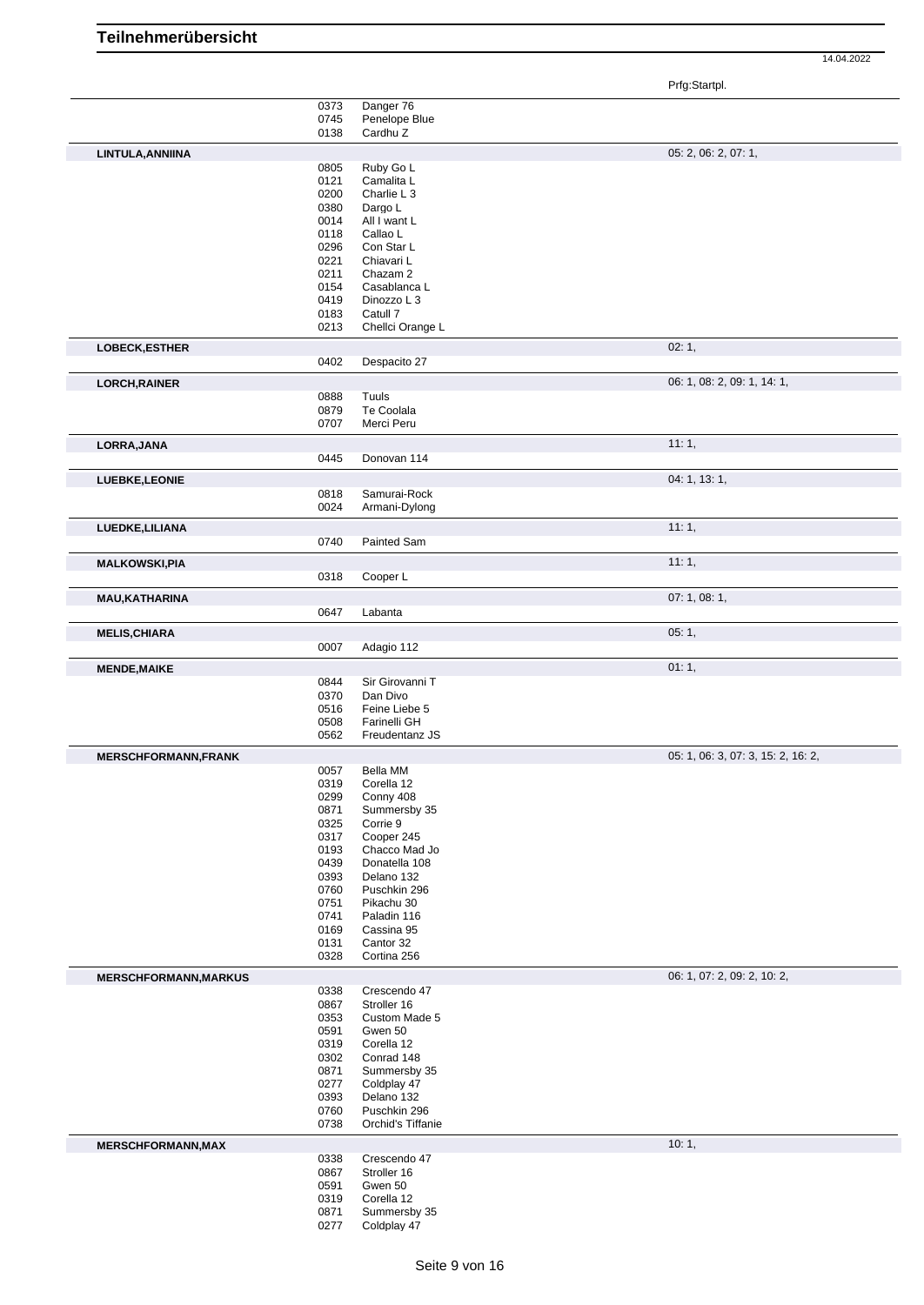# Teilnehmerübersicht

14.04.2022

| Teilnehmer | Nr. | Pferd | Prfg:Startpl. |
|---|---|---|---|
| | 0373 | Danger 76 | |
| | 0745 | Penelope Blue | |
| | 0138 | Cardhu Z | |
| **LINTULA,ANNIINA** | | | 05: 2, 06: 2, 07: 1, |
| | 0805 | Ruby Go L | |
| | 0121 | Camalita L | |
| | 0200 | Charlie L 3 | |
| | 0380 | Dargo L | |
| | 0014 | All I want L | |
| | 0118 | Callao L | |
| | 0296 | Con Star L | |
| | 0221 | Chiavari L | |
| | 0211 | Chazam 2 | |
| | 0154 | Casablanca L | |
| | 0419 | Dinozzo L 3 | |
| | 0183 | Catull 7 | |
| | 0213 | Chellci Orange L | |
| **LOBECK,ESTHER** | | | 02: 1, |
| | 0402 | Despacito 27 | |
| **LORCH,RAINER** | | | 06: 1, 08: 2, 09: 1, 14: 1, |
| | 0888 | Tuuls | |
| | 0879 | Te Coolala | |
| | 0707 | Merci Peru | |
| **LORRA,JANA** | | | 11: 1, |
| | 0445 | Donovan 114 | |
| **LUEBKE,LEONIE** | | | 04: 1, 13: 1, |
| | 0818 | Samurai-Rock | |
| | 0024 | Armani-Dylong | |
| **LUEDKE,LILIANA** | | | 11: 1, |
| | 0740 | Painted Sam | |
| **MALKOWSKI,PIA** | | | 11: 1, |
| | 0318 | Cooper L | |
| **MAU,KATHARINA** | | | 07: 1, 08: 1, |
| | 0647 | Labanta | |
| **MELIS,CHIARA** | | | 05: 1, |
| | 0007 | Adagio 112 | |
| **MENDE,MAIKE** | | | 01: 1, |
| | 0844 | Sir Girovanni T | |
| | 0370 | Dan Divo | |
| | 0516 | Feine Liebe 5 | |
| | 0508 | Farinelli GH | |
| | 0562 | Freudentanz JS | |
| **MERSCHFORMANN,FRANK** | | | 05: 1, 06: 3, 07: 3, 15: 2, 16: 2, |
| | 0057 | Bella MM | |
| | 0319 | Corella 12 | |
| | 0299 | Conny 408 | |
| | 0871 | Summersby 35 | |
| | 0325 | Corrie 9 | |
| | 0317 | Cooper 245 | |
| | 0193 | Chacco Mad Jo | |
| | 0439 | Donatella 108 | |
| | 0393 | Delano 132 | |
| | 0760 | Puschkin 296 | |
| | 0751 | Pikachu 30 | |
| | 0741 | Paladin 116 | |
| | 0169 | Cassina 95 | |
| | 0131 | Cantor 32 | |
| | 0328 | Cortina 256 | |
| **MERSCHFORMANN,MARKUS** | | | 06: 1, 07: 2, 09: 2, 10: 2, |
| | 0338 | Crescendo 47 | |
| | 0867 | Stroller 16 | |
| | 0353 | Custom Made 5 | |
| | 0591 | Gwen 50 | |
| | 0319 | Corella 12 | |
| | 0302 | Conrad 148 | |
| | 0871 | Summersby 35 | |
| | 0277 | Coldplay 47 | |
| | 0393 | Delano 132 | |
| | 0760 | Puschkin 296 | |
| | 0738 | Orchid's Tiffanie | |
| **MERSCHFORMANN,MAX** | | | 10: 1, |
| | 0338 | Crescendo 47 | |
| | 0867 | Stroller 16 | |
| | 0591 | Gwen 50 | |
| | 0319 | Corella 12 | |
| | 0871 | Summersby 35 | |
| | 0277 | Coldplay 47 | |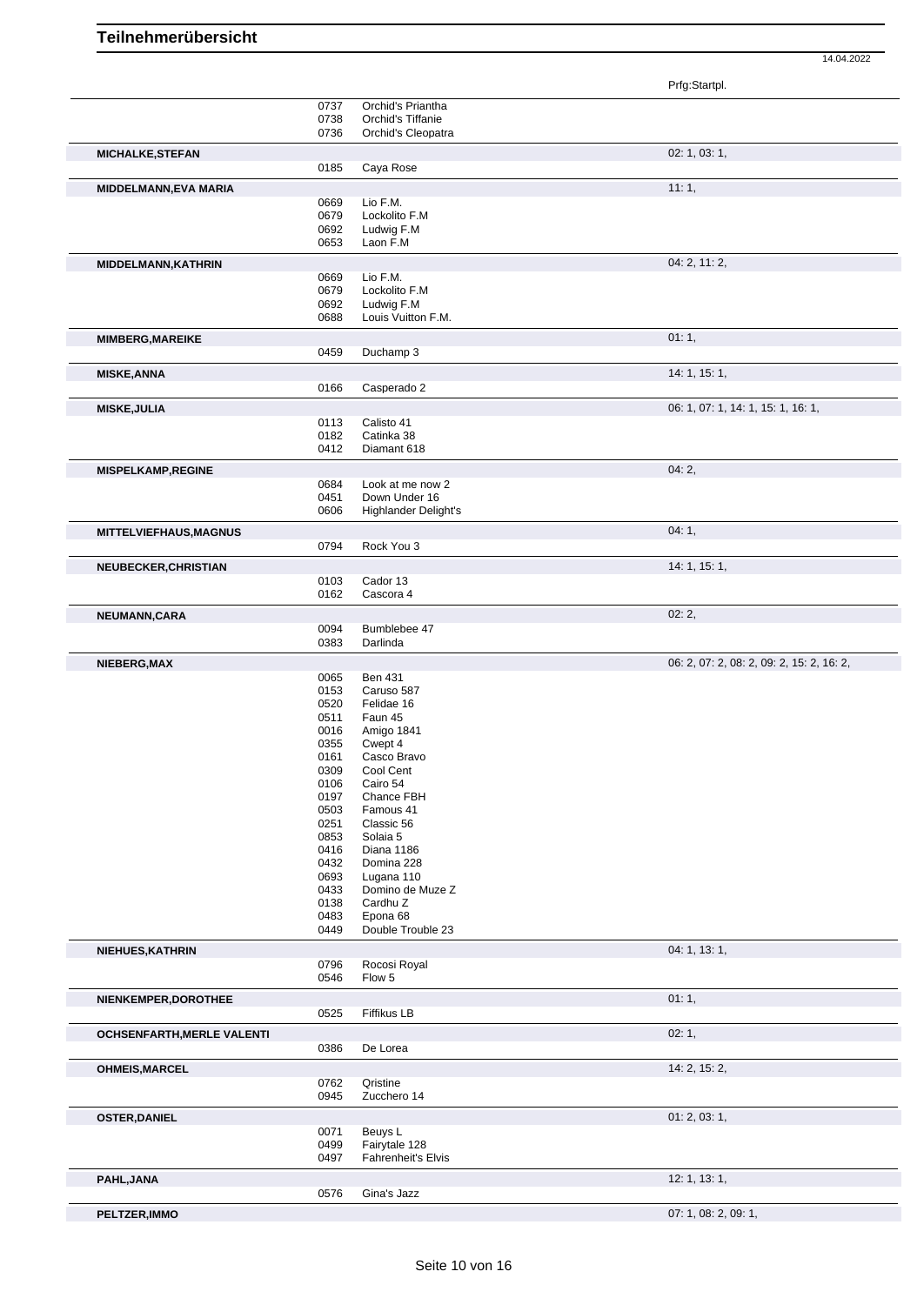# Teilnehmerübersicht

14.04.2022

| Name | Nr. | Pferd | Prfg:Startpl. |
|---|---|---|---|
| | 0737 | Orchid's Priantha | |
| | 0738 | Orchid's Tiffanie | |
| | 0736 | Orchid's Cleopatra | |
| **MICHALKE,STEFAN** | | | 02: 1, 03: 1, |
| | 0185 | Caya Rose | |
| **MIDDELMANN,EVA MARIA** | | | 11: 1, |
| | 0669 | Lio F.M. | |
| | 0679 | Lockolito F.M | |
| | 0692 | Ludwig F.M | |
| | 0653 | Laon F.M | |
| **MIDDELMANN,KATHRIN** | | | 04: 2, 11: 2, |
| | 0669 | Lio F.M. | |
| | 0679 | Lockolito F.M | |
| | 0692 | Ludwig F.M | |
| | 0688 | Louis Vuitton F.M. | |
| **MIMBERG,MAREIKE** | | | 01: 1, |
| | 0459 | Duchamp 3 | |
| **MISKE,ANNA** | | | 14: 1, 15: 1, |
| | 0166 | Casperado 2 | |
| **MISKE,JULIA** | | | 06: 1, 07: 1, 14: 1, 15: 1, 16: 1, |
| | 0113 | Calisto 41 | |
| | 0182 | Catinka 38 | |
| | 0412 | Diamant 618 | |
| **MISPELKAMP,REGINE** | | | 04: 2, |
| | 0684 | Look at me now 2 | |
| | 0451 | Down Under 16 | |
| | 0606 | Highlander Delight's | |
| **MITTELVIEFHAUS,MAGNUS** | | | 04: 1, |
| | 0794 | Rock You 3 | |
| **NEUBECKER,CHRISTIAN** | | | 14: 1, 15: 1, |
| | 0103 | Cador 13 | |
| | 0162 | Cascora 4 | |
| **NEUMANN,CARA** | | | 02: 2, |
| | 0094 | Bumblebee 47 | |
| | 0383 | Darlinda | |
| **NIEBERG,MAX** | | | 06: 2, 07: 2, 08: 2, 09: 2, 15: 2, 16: 2, |
| | 0065 | Ben 431 | |
| | 0153 | Caruso 587 | |
| | 0520 | Felidae 16 | |
| | 0511 | Faun 45 | |
| | 0016 | Amigo 1841 | |
| | 0355 | Cwept 4 | |
| | 0161 | Casco Bravo | |
| | 0309 | Cool Cent | |
| | 0106 | Cairo 54 | |
| | 0197 | Chance FBH | |
| | 0503 | Famous 41 | |
| | 0251 | Classic 56 | |
| | 0853 | Solaia 5 | |
| | 0416 | Diana 1186 | |
| | 0432 | Domina 228 | |
| | 0693 | Lugana 110 | |
| | 0433 | Domino de Muze Z | |
| | 0138 | Cardhu Z | |
| | 0483 | Epona 68 | |
| | 0449 | Double Trouble 23 | |
| **NIEHUES,KATHRIN** | | | 04: 1, 13: 1, |
| | 0796 | Rocosi Royal | |
| | 0546 | Flow 5 | |
| **NIENKEMPER,DOROTHEE** | | | 01: 1, |
| | 0525 | Fiffikus LB | |
| **OCHSENFARTH,MERLE VALENTI** | | | 02: 1, |
| | 0386 | De Lorea | |
| **OHMEIS,MARCEL** | | | 14: 2, 15: 2, |
| | 0762 | Qristine | |
| | 0945 | Zucchero 14 | |
| **OSTER,DANIEL** | | | 01: 2, 03: 1, |
| | 0071 | Beuys L | |
| | 0499 | Fairytale 128 | |
| | 0497 | Fahrenheit's Elvis | |
| **PAHL,JANA** | | | 12: 1, 13: 1, |
| | 0576 | Gina's Jazz | |
| **PELTZER,IMMO** | | | 07: 1, 08: 2, 09: 1, |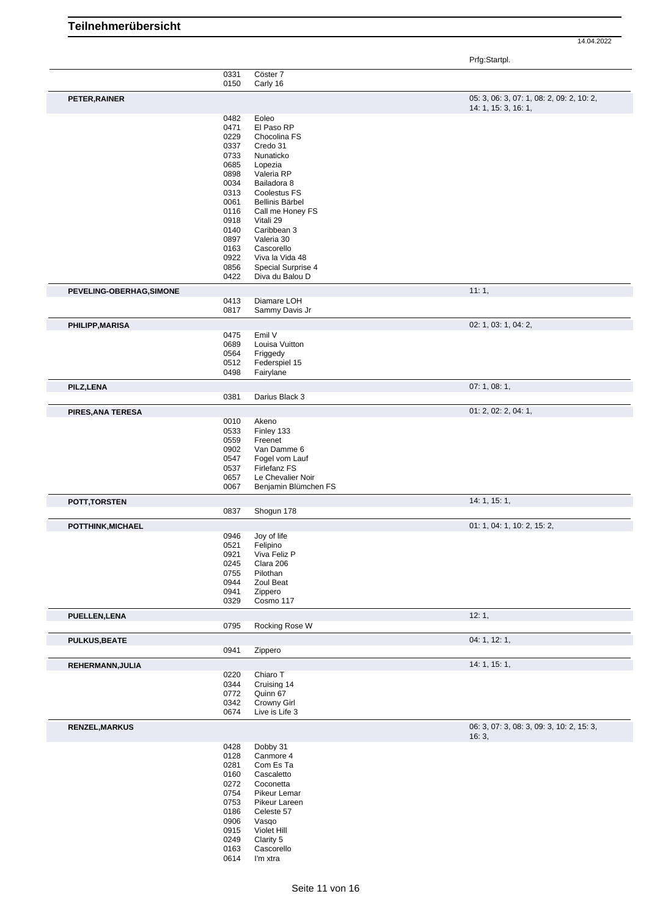# Teilnehmerübersicht

14.04.2022

| Teilnehmer | Nr. | Pferd | Prfg:Startpl. |
|---|---|---|---|
| | 0331 | Cöster 7 | |
| | 0150 | Carly 16 | |
| **PETER,RAINER** | | | 05: 3, 06: 3, 07: 1, 08: 2, 09: 2, 10: 2, 14: 1, 15: 3, 16: 1, |
| | 0482 | Eoleo | |
| | 0471 | El Paso RP | |
| | 0229 | Chocolina FS | |
| | 0337 | Credo 31 | |
| | 0733 | Nunaticko | |
| | 0685 | Lopezia | |
| | 0898 | Valeria RP | |
| | 0034 | Bailadora 8 | |
| | 0313 | Coolestus FS | |
| | 0061 | Bellinis Bärbel | |
| | 0116 | Call me Honey FS | |
| | 0918 | Vitali 29 | |
| | 0140 | Caribbean 3 | |
| | 0897 | Valeria 30 | |
| | 0163 | Cascorello | |
| | 0922 | Viva la Vida 48 | |
| | 0856 | Special Surprise 4 | |
| | 0422 | Diva du Balou D | |
| **PEVELING-OBERHAG,SIMONE** | | | 11: 1, |
| | 0413 | Diamare LOH | |
| | 0817 | Sammy Davis Jr | |
| **PHILIPP,MARISA** | | | 02: 1, 03: 1, 04: 2, |
| | 0475 | Emil V | |
| | 0689 | Louisa Vuitton | |
| | 0564 | Friggedy | |
| | 0512 | Federspiel 15 | |
| | 0498 | Fairylane | |
| **PILZ,LENA** | | | 07: 1, 08: 1, |
| | 0381 | Darius Black 3 | |
| **PIRES,ANA TERESA** | | | 01: 2, 02: 2, 04: 1, |
| | 0010 | Akeno | |
| | 0533 | Finley 133 | |
| | 0559 | Freenet | |
| | 0902 | Van Damme 6 | |
| | 0547 | Fogel vom Lauf | |
| | 0537 | Firlefanz FS | |
| | 0657 | Le Chevalier Noir | |
| | 0067 | Benjamin Blümchen FS | |
| **POTT,TORSTEN** | | | 14: 1, 15: 1, |
| | 0837 | Shogun 178 | |
| **POTTHINK,MICHAEL** | | | 01: 1, 04: 1, 10: 2, 15: 2, |
| | 0946 | Joy of life | |
| | 0521 | Felipino | |
| | 0921 | Viva Feliz P | |
| | 0245 | Clara 206 | |
| | 0755 | Pilothan | |
| | 0944 | Zoul Beat | |
| | 0941 | Zippero | |
| | 0329 | Cosmo 117 | |
| **PUELLEN,LENA** | | | 12: 1, |
| | 0795 | Rocking Rose W | |
| **PULKUS,BEATE** | | | 04: 1, 12: 1, |
| | 0941 | Zippero | |
| **REHERMANN,JULIA** | | | 14: 1, 15: 1, |
| | 0220 | Chiaro T | |
| | 0344 | Cruising 14 | |
| | 0772 | Quinn 67 | |
| | 0342 | Crowny Girl | |
| | 0674 | Live is Life 3 | |
| **RENZEL,MARKUS** | | | 06: 3, 07: 3, 08: 3, 09: 3, 10: 2, 15: 3, 16: 3, |
| | 0428 | Dobby 31 | |
| | 0128 | Canmore 4 | |
| | 0281 | Com Es Ta | |
| | 0160 | Cascaletto | |
| | 0272 | Coconetta | |
| | 0754 | Pikeur Lemar | |
| | 0753 | Pikeur Lareen | |
| | 0186 | Celeste 57 | |
| | 0906 | Vasqo | |
| | 0915 | Violet Hill | |
| | 0249 | Clarity 5 | |
| | 0163 | Cascorello | |
| | 0614 | I'm xtra | |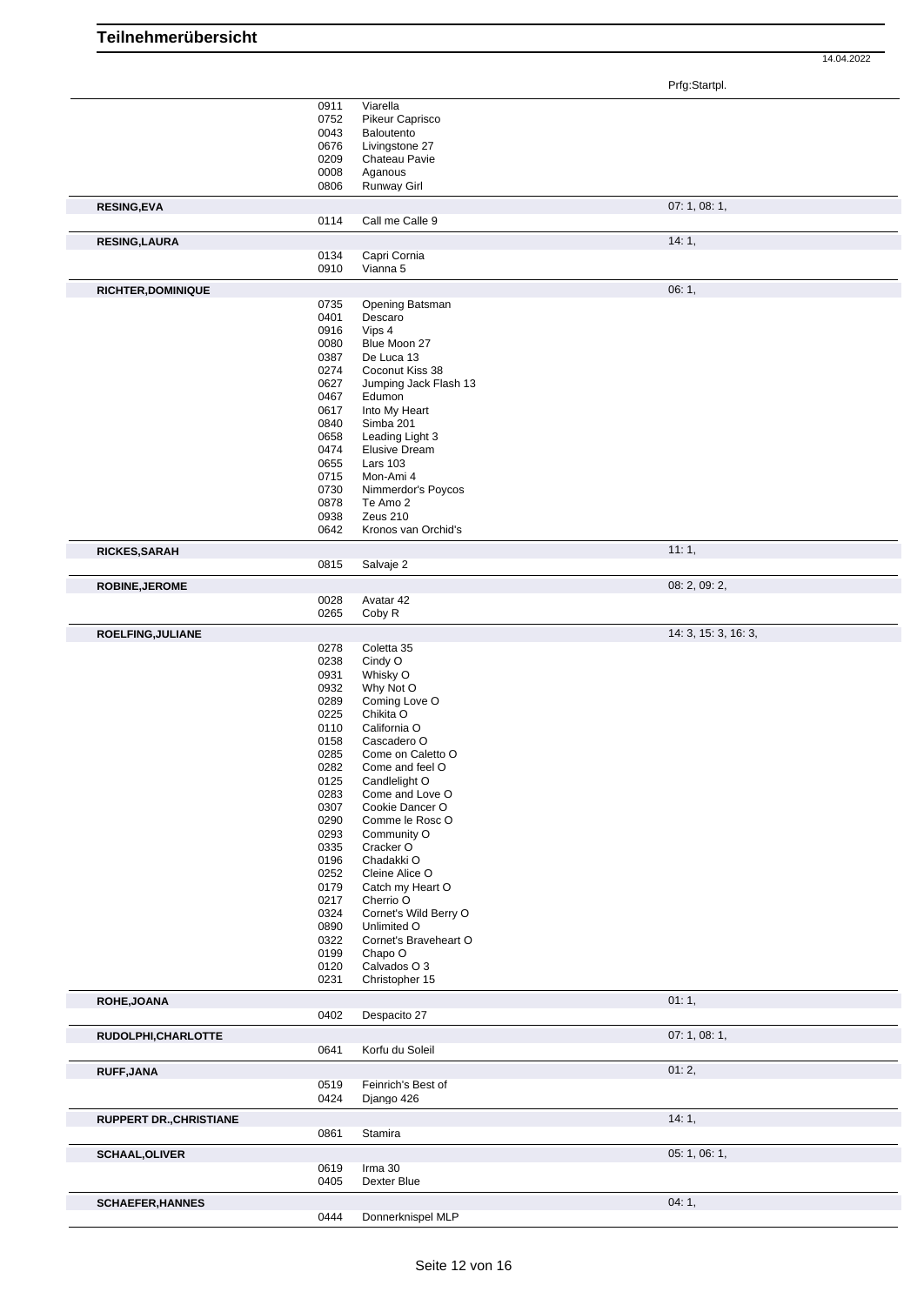# Teilnehmerübersicht

14.04.2022

| Name | Nr. | Pferd | Prfg:Startpl. |
|---|---|---|---|
| | 0911 | Viarella | |
| | 0752 | Pikeur Caprisco | |
| | 0043 | Baloutento | |
| | 0676 | Livingstone 27 | |
| | 0209 | Chateau Pavie | |
| | 0008 | Aganous | |
| | 0806 | Runway Girl | |
| **RESING,EVA** | | | 07: 1, 08: 1, |
| | 0114 | Call me Calle 9 | |
| **RESING,LAURA** | | | 14: 1, |
| | 0134 | Capri Cornia | |
| | 0910 | Vianna 5 | |
| **RICHTER,DOMINIQUE** | | | 06: 1, |
| | 0735 | Opening Batsman | |
| | 0401 | Descaro | |
| | 0916 | Vips 4 | |
| | 0080 | Blue Moon 27 | |
| | 0387 | De Luca 13 | |
| | 0274 | Coconut Kiss 38 | |
| | 0627 | Jumping Jack Flash 13 | |
| | 0467 | Edumon | |
| | 0617 | Into My Heart | |
| | 0840 | Simba 201 | |
| | 0658 | Leading Light 3 | |
| | 0474 | Elusive Dream | |
| | 0655 | Lars 103 | |
| | 0715 | Mon-Ami 4 | |
| | 0730 | Nimmerdor's Poycos | |
| | 0878 | Te Amo 2 | |
| | 0938 | Zeus 210 | |
| | 0642 | Kronos van Orchid's | |
| **RICKES,SARAH** | | | 11: 1, |
| | 0815 | Salvaje 2 | |
| **ROBINE,JEROME** | | | 08: 2, 09: 2, |
| | 0028 | Avatar 42 | |
| | 0265 | Coby R | |
| **ROELFING,JULIANE** | | | 14: 3, 15: 3, 16: 3, |
| | 0278 | Coletta 35 | |
| | 0238 | Cindy O | |
| | 0931 | Whisky O | |
| | 0932 | Why Not O | |
| | 0289 | Coming Love O | |
| | 0225 | Chikita O | |
| | 0110 | California O | |
| | 0158 | Cascadero O | |
| | 0285 | Come on Caletto O | |
| | 0282 | Come and feel O | |
| | 0125 | Candlelight O | |
| | 0283 | Come and Love O | |
| | 0307 | Cookie Dancer O | |
| | 0290 | Comme le Rosc O | |
| | 0293 | Community O | |
| | 0335 | Cracker O | |
| | 0196 | Chadakki O | |
| | 0252 | Cleine Alice O | |
| | 0179 | Catch my Heart O | |
| | 0217 | Cherrio O | |
| | 0324 | Cornet's Wild Berry O | |
| | 0890 | Unlimited O | |
| | 0322 | Cornet's Braveheart O | |
| | 0199 | Chapo O | |
| | 0120 | Calvados O 3 | |
| | 0231 | Christopher 15 | |
| **ROHE,JOANA** | | | 01: 1, |
| | 0402 | Despacito 27 | |
| **RUDOLPHI,CHARLOTTE** | | | 07: 1, 08: 1, |
| | 0641 | Korfu du Soleil | |
| **RUFF,JANA** | | | 01: 2, |
| | 0519 | Feinrich's Best of | |
| | 0424 | Django 426 | |
| **RUPPERT DR.,CHRISTIANE** | | | 14: 1, |
| | 0861 | Stamira | |
| **SCHAAL,OLIVER** | | | 05: 1, 06: 1, |
| | 0619 | Irma 30 | |
| | 0405 | Dexter Blue | |
| **SCHAEFER,HANNES** | | | 04: 1, |
| | 0444 | Donnerknispel MLP | |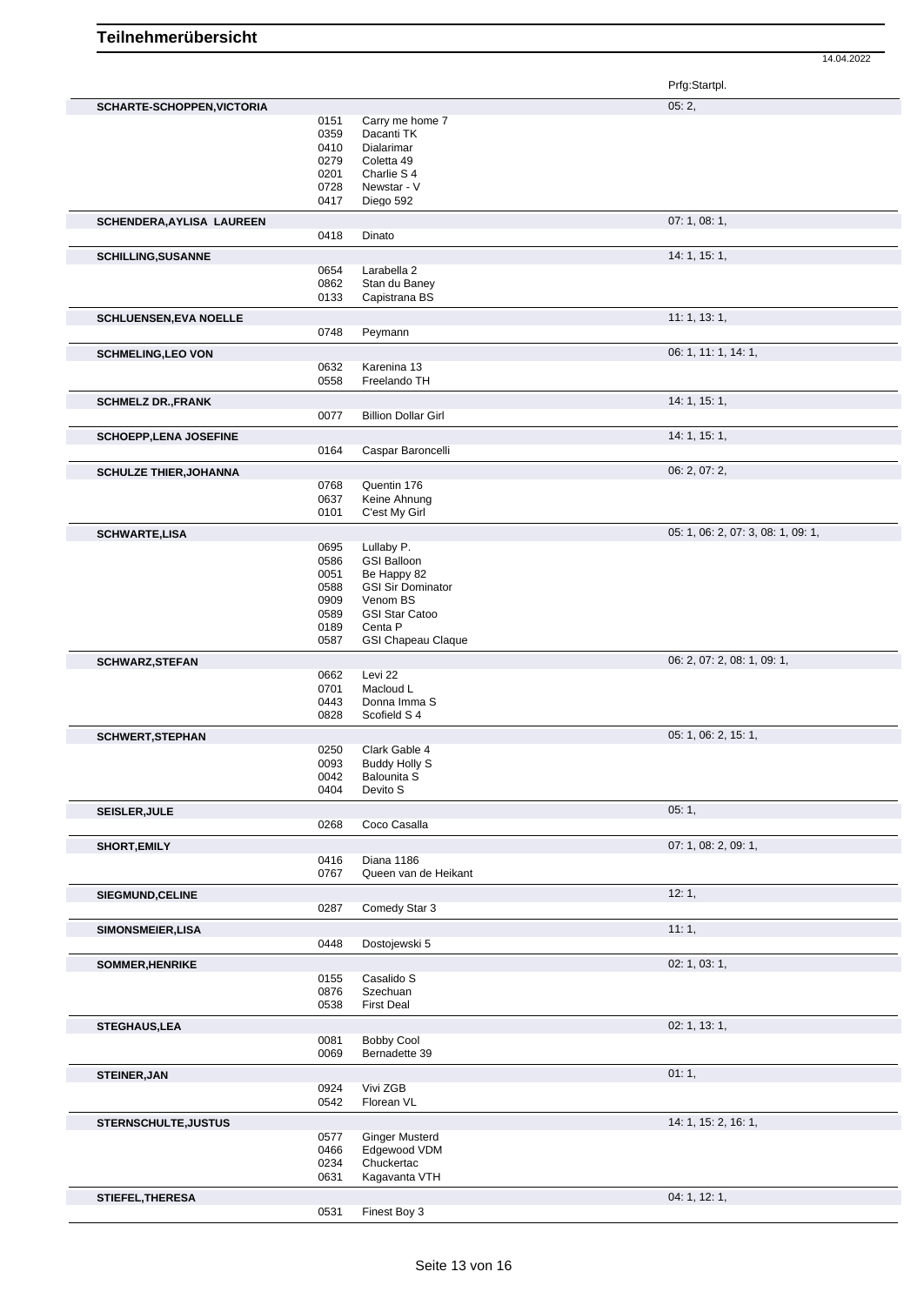# Teilnehmerübersicht

14.04.2022

| Teilnehmer | Nr. | Pferd | Prfg:Startpl. |
|---|---|---|---|
| **SCHARTE-SCHOPPEN,VICTORIA** | | | 05: 2, |
| | 0151 | Carry me home 7 | |
| | 0359 | Dacanti TK | |
| | 0410 | Dialarimar | |
| | 0279 | Coletta 49 | |
| | 0201 | Charlie S 4 | |
| | 0728 | Newstar - V | |
| | 0417 | Diego 592 | |
| **SCHENDERA,AYLISA LAUREEN** | | | 07: 1, 08: 1, |
| | 0418 | Dinato | |
| **SCHILLING,SUSANNE** | | | 14: 1, 15: 1, |
| | 0654 | Larabella 2 | |
| | 0862 | Stan du Baney | |
| | 0133 | Capistrana BS | |
| **SCHLUENSEN,EVA NOELLE** | | | 11: 1, 13: 1, |
| | 0748 | Peymann | |
| **SCHMELING,LEO VON** | | | 06: 1, 11: 1, 14: 1, |
| | 0632 | Karenina 13 | |
| | 0558 | Freelando TH | |
| **SCHMELZ DR.,FRANK** | | | 14: 1, 15: 1, |
| | 0077 | Billion Dollar Girl | |
| **SCHOEPP,LENA JOSEFINE** | | | 14: 1, 15: 1, |
| | 0164 | Caspar Baroncelli | |
| **SCHULZE THIER,JOHANNA** | | | 06: 2, 07: 2, |
| | 0768 | Quentin 176 | |
| | 0637 | Keine Ahnung | |
| | 0101 | C'est My Girl | |
| **SCHWARTE,LISA** | | | 05: 1, 06: 2, 07: 3, 08: 1, 09: 1, |
| | 0695 | Lullaby P. | |
| | 0586 | GSI Balloon | |
| | 0051 | Be Happy 82 | |
| | 0588 | GSI Sir Dominator | |
| | 0909 | Venom BS | |
| | 0589 | GSI Star Catoo | |
| | 0189 | Centa P | |
| | 0587 | GSI Chapeau Claque | |
| **SCHWARZ,STEFAN** | | | 06: 2, 07: 2, 08: 1, 09: 1, |
| | 0662 | Levi 22 | |
| | 0701 | Macloud L | |
| | 0443 | Donna Imma S | |
| | 0828 | Scofield S 4 | |
| **SCHWERT,STEPHAN** | | | 05: 1, 06: 2, 15: 1, |
| | 0250 | Clark Gable 4 | |
| | 0093 | Buddy Holly S | |
| | 0042 | Balounita S | |
| | 0404 | Devito S | |
| **SEISLER,JULE** | | | 05: 1, |
| | 0268 | Coco Casalla | |
| **SHORT,EMILY** | | | 07: 1, 08: 2, 09: 1, |
| | 0416 | Diana 1186 | |
| | 0767 | Queen van de Heikant | |
| **SIEGMUND,CELINE** | | | 12: 1, |
| | 0287 | Comedy Star 3 | |
| **SIMONSMEIER,LISA** | | | 11: 1, |
| | 0448 | Dostojewski 5 | |
| **SOMMER,HENRIKE** | | | 02: 1, 03: 1, |
| | 0155 | Casalido S | |
| | 0876 | Szechuan | |
| | 0538 | First Deal | |
| **STEGHAUS,LEA** | | | 02: 1, 13: 1, |
| | 0081 | Bobby Cool | |
| | 0069 | Bernadette 39 | |
| **STEINER,JAN** | | | 01: 1, |
| | 0924 | Vivi ZGB | |
| | 0542 | Florean VL | |
| **STERNSCHULTE,JUSTUS** | | | 14: 1, 15: 2, 16: 1, |
| | 0577 | Ginger Musterd | |
| | 0466 | Edgewood VDM | |
| | 0234 | Chuckertac | |
| | 0631 | Kagavanta VTH | |
| **STIEFEL,THERESA** | | | 04: 1, 12: 1, |
| | 0531 | Finest Boy 3 | |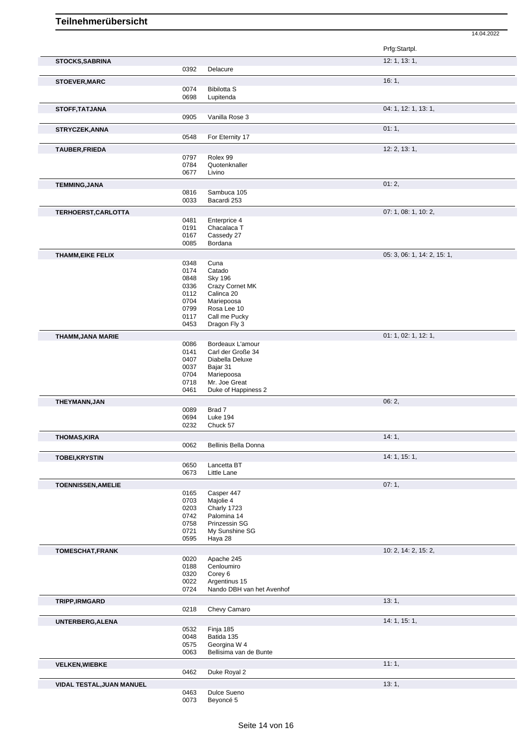# Teilnehmerübersicht

14.04.2022

| Name | Nr. | Pferd | Prfg:Startpl. |
|---|---|---|---|
| **STOCKS,SABRINA** | | | 12: 1, 13: 1, |
| | 0392 | Delacure | |
| **STOEVER,MARC** | | | 16: 1, |
| | 0074 | Bibilotta S | |
| | 0698 | Lupitenda | |
| **STOFF,TATJANA** | | | 04: 1, 12: 1, 13: 1, |
| | 0905 | Vanilla Rose 3 | |
| **STRYCZEK,ANNA** | | | 01: 1, |
| | 0548 | For Eternity 17 | |
| **TAUBER,FRIEDA** | | | 12: 2, 13: 1, |
| | 0797 | Rolex 99 | |
| | 0784 | Quotenknaller | |
| | 0677 | Livino | |
| **TEMMING,JANA** | | | 01: 2, |
| | 0816 | Sambuca 105 | |
| | 0033 | Bacardi 253 | |
| **TERHOERST,CARLOTTA** | | | 07: 1, 08: 1, 10: 2, |
| | 0481 | Enterprice 4 | |
| | 0191 | Chacalaca T | |
| | 0167 | Cassedy 27 | |
| | 0085 | Bordana | |
| **THAMM,EIKE FELIX** | | | 05: 3, 06: 1, 14: 2, 15: 1, |
| | 0348 | Cuna | |
| | 0174 | Catado | |
| | 0848 | Sky 196 | |
| | 0336 | Crazy Cornet MK | |
| | 0112 | Calinca 20 | |
| | 0704 | Mariepoosa | |
| | 0799 | Rosa Lee 10 | |
| | 0117 | Call me Pucky | |
| | 0453 | Dragon Fly 3 | |
| **THAMM,JANA MARIE** | | | 01: 1, 02: 1, 12: 1, |
| | 0086 | Bordeaux L'amour | |
| | 0141 | Carl der Große 34 | |
| | 0407 | Diabella Deluxe | |
| | 0037 | Bajar 31 | |
| | 0704 | Mariepoosa | |
| | 0718 | Mr. Joe Great | |
| | 0461 | Duke of Happiness 2 | |
| **THEYMANN,JAN** | | | 06: 2, |
| | 0089 | Brad 7 | |
| | 0694 | Luke 194 | |
| | 0232 | Chuck 57 | |
| **THOMAS,KIRA** | | | 14: 1, |
| | 0062 | Bellinis Bella Donna | |
| **TOBEI,KRYSTIN** | | | 14: 1, 15: 1, |
| | 0650 | Lancetta BT | |
| | 0673 | Little Lane | |
| **TOENNISSEN,AMELIE** | | | 07: 1, |
| | 0165 | Casper 447 | |
| | 0703 | Majolie 4 | |
| | 0203 | Charly 1723 | |
| | 0742 | Palomina 14 | |
| | 0758 | Prinzessin SG | |
| | 0721 | My Sunshine SG | |
| | 0595 | Haya 28 | |
| **TOMESCHAT,FRANK** | | | 10: 2, 14: 2, 15: 2, |
| | 0020 | Apache 245 | |
| | 0188 | Cenloumiro | |
| | 0320 | Corey 6 | |
| | 0022 | Argentinus 15 | |
| | 0724 | Nando DBH van het Avenhof | |
| **TRIPP,IRMGARD** | | | 13: 1, |
| | 0218 | Chevy Camaro | |
| **UNTERBERG,ALENA** | | | 14: 1, 15: 1, |
| | 0532 | Finja 185 | |
| | 0048 | Batida 135 | |
| | 0575 | Georgina W 4 | |
| | 0063 | Bellisima van de Bunte | |
| **VELKEN,WIEBKE** | | | 11: 1, |
| | 0462 | Duke Royal 2 | |
| **VIDAL TESTAL,JUAN MANUEL** | | | 13: 1, |
| | 0463 | Dulce Sueno | |
| | 0073 | Beyoncé 5 | |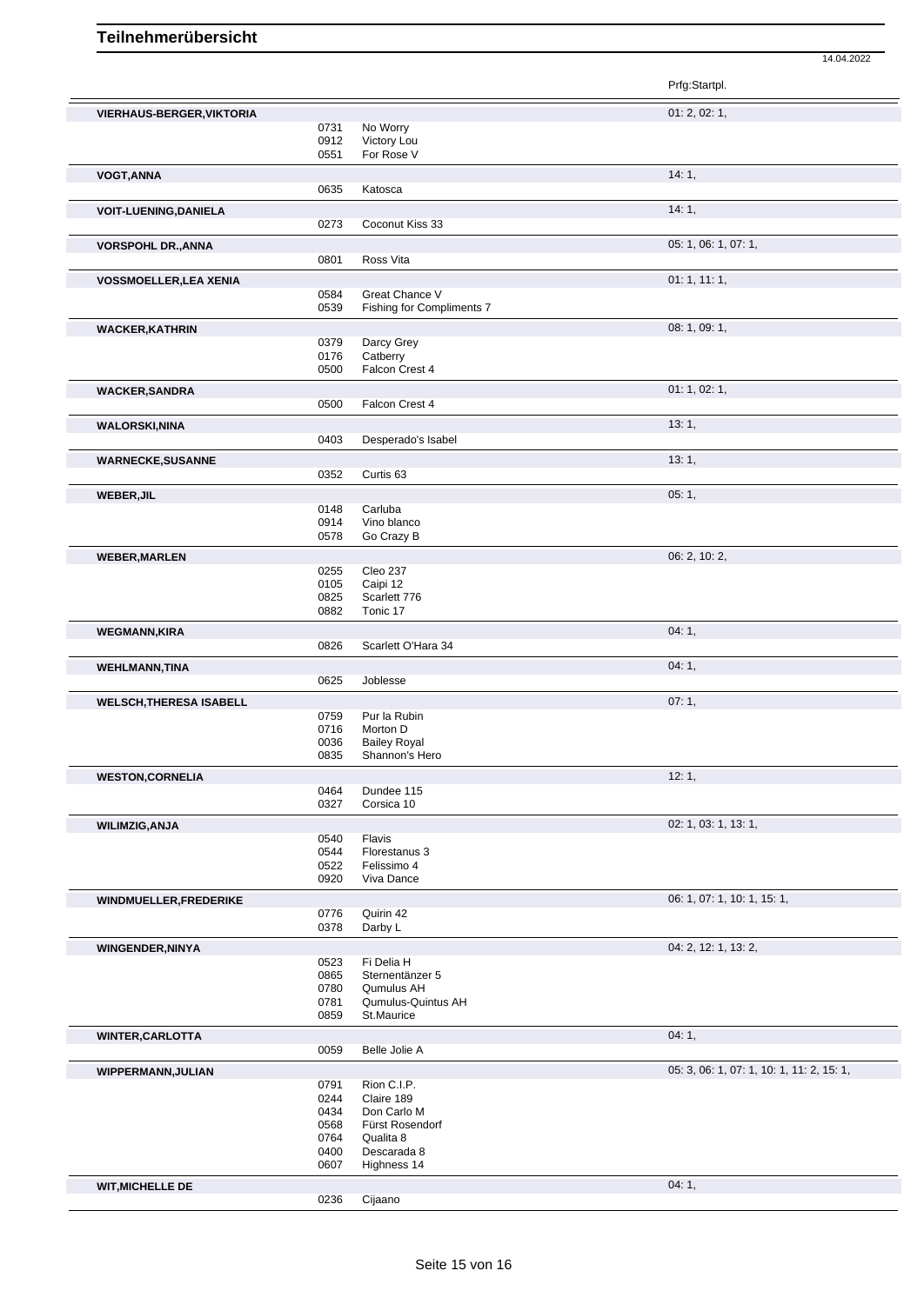# Teilnehmerübersicht

14.04.2022

| Name | Nr. | Pferd | Prfg:Startpl. |
|---|---|---|---|
| **VIERHAUS-BERGER,VIKTORIA** | | | 01: 2, 02: 1, |
| | 0731 | No Worry | |
| | 0912 | Victory Lou | |
| | 0551 | For Rose V | |
| **VOGT,ANNA** | | | 14: 1, |
| | 0635 | Katosca | |
| **VOIT-LUENING,DANIELA** | | | 14: 1, |
| | 0273 | Coconut Kiss 33 | |
| **VORSPOHL DR.,ANNA** | | | 05: 1, 06: 1, 07: 1, |
| | 0801 | Ross Vita | |
| **VOSSMOELLER,LEA XENIA** | | | 01: 1, 11: 1, |
| | 0584 | Great Chance V | |
| | 0539 | Fishing for Compliments 7 | |
| **WACKER,KATHRIN** | | | 08: 1, 09: 1, |
| | 0379 | Darcy Grey | |
| | 0176 | Catberry | |
| | 0500 | Falcon Crest 4 | |
| **WACKER,SANDRA** | | | 01: 1, 02: 1, |
| | 0500 | Falcon Crest 4 | |
| **WALORSKI,NINA** | | | 13: 1, |
| | 0403 | Desperado's Isabel | |
| **WARNECKE,SUSANNE** | | | 13: 1, |
| | 0352 | Curtis 63 | |
| **WEBER,JIL** | | | 05: 1, |
| | 0148 | Carluba | |
| | 0914 | Vino blanco | |
| | 0578 | Go Crazy B | |
| **WEBER,MARLEN** | | | 06: 2, 10: 2, |
| | 0255 | Cleo 237 | |
| | 0105 | Caipi 12 | |
| | 0825 | Scarlett 776 | |
| | 0882 | Tonic 17 | |
| **WEGMANN,KIRA** | | | 04: 1, |
| | 0826 | Scarlett O'Hara 34 | |
| **WEHLMANN,TINA** | | | 04: 1, |
| | 0625 | Joblesse | |
| **WELSCH,THERESA ISABELL** | | | 07: 1, |
| | 0759 | Pur la Rubin | |
| | 0716 | Morton D | |
| | 0036 | Bailey Royal | |
| | 0835 | Shannon's Hero | |
| **WESTON,CORNELIA** | | | 12: 1, |
| | 0464 | Dundee 115 | |
| | 0327 | Corsica 10 | |
| **WILIMZIG,ANJA** | | | 02: 1, 03: 1, 13: 1, |
| | 0540 | Flavis | |
| | 0544 | Florestanus 3 | |
| | 0522 | Felissimo 4 | |
| | 0920 | Viva Dance | |
| **WINDMUELLER,FREDERIKE** | | | 06: 1, 07: 1, 10: 1, 15: 1, |
| | 0776 | Quirin 42 | |
| | 0378 | Darby L | |
| **WINGENDER,NINYA** | | | 04: 2, 12: 1, 13: 2, |
| | 0523 | Fi Delia H | |
| | 0865 | Sternentänzer 5 | |
| | 0780 | Qumulus AH | |
| | 0781 | Qumulus-Quintus AH | |
| | 0859 | St.Maurice | |
| **WINTER,CARLOTTA** | | | 04: 1, |
| | 0059 | Belle Jolie A | |
| **WIPPERMANN,JULIAN** | | | 05: 3, 06: 1, 07: 1, 10: 1, 11: 2, 15: 1, |
| | 0791 | Rion C.I.P. | |
| | 0244 | Claire 189 | |
| | 0434 | Don Carlo M | |
| | 0568 | Fürst Rosendorf | |
| | 0764 | Qualita 8 | |
| | 0400 | Descarada 8 | |
| | 0607 | Highness 14 | |
| **WIT,MICHELLE DE** | | | 04: 1, |
| | 0236 | Cijaano | |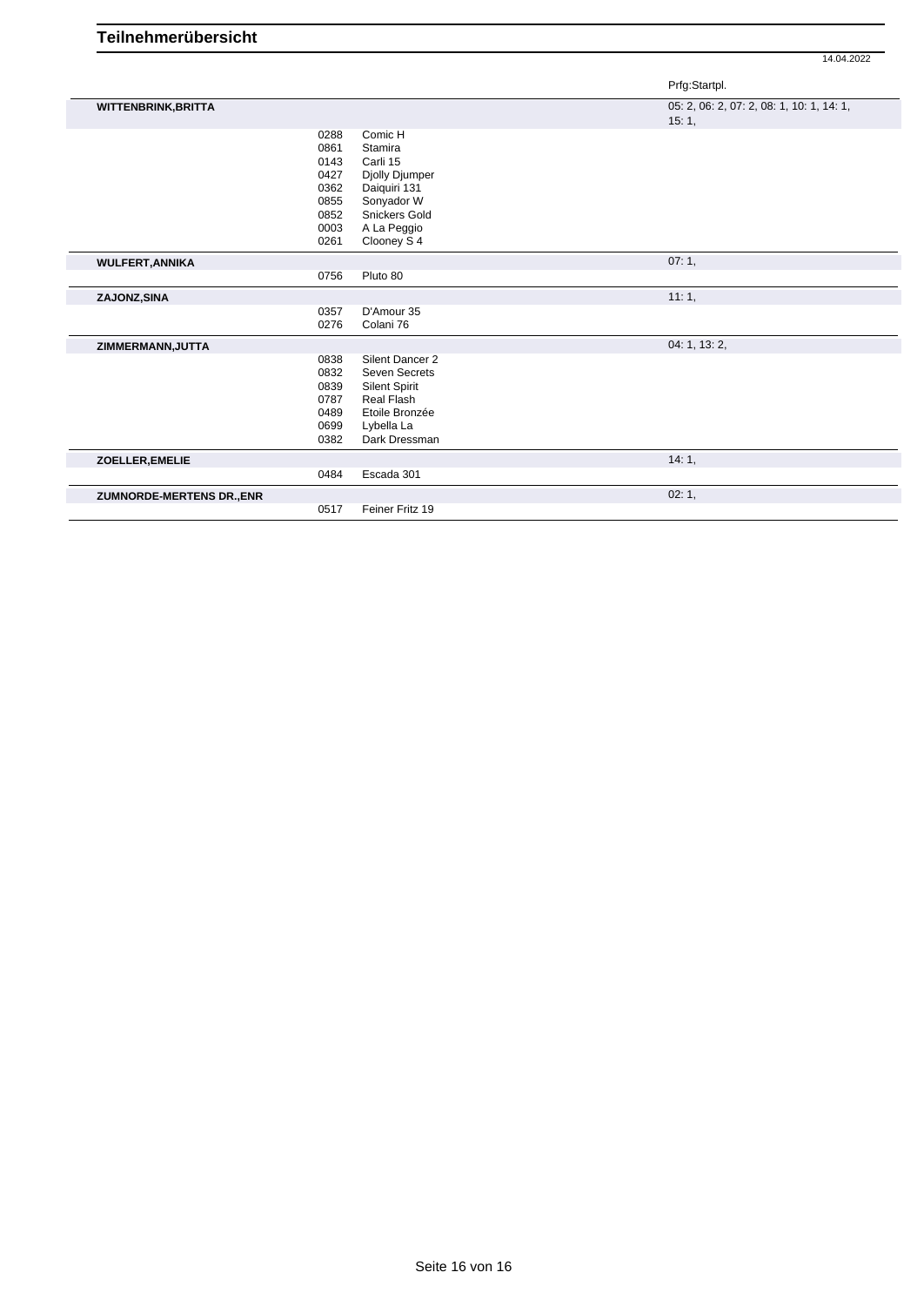# Teilnehmerübersicht

14.04.2022

| | | | Prfg:Startpl. |
|---|---|---|---|
| **WITTENBRINK,BRITTA** | | | 05: 2, 06: 2, 07: 2, 08: 1, 10: 1, 14: 1, 15: 1, |
| | 0288 | Comic H | |
| | 0861 | Stamira | |
| | 0143 | Carli 15 | |
| | 0427 | Djolly Djumper | |
| | 0362 | Daiquiri 131 | |
| | 0855 | Sonyador W | |
| | 0852 | Snickers Gold | |
| | 0003 | A La Peggio | |
| | 0261 | Clooney S 4 | |
| **WULFERT,ANNIKA** | | | 07: 1, |
| | 0756 | Pluto 80 | |
| **ZAJONZ,SINA** | | | 11: 1, |
| | 0357 | D'Amour 35 | |
| | 0276 | Colani 76 | |
| **ZIMMERMANN,JUTTA** | | | 04: 1, 13: 2, |
| | 0838 | Silent Dancer 2 | |
| | 0832 | Seven Secrets | |
| | 0839 | Silent Spirit | |
| | 0787 | Real Flash | |
| | 0489 | Etoile Bronzée | |
| | 0699 | Lybella La | |
| | 0382 | Dark Dressman | |
| **ZOELLER,EMELIE** | | | 14: 1, |
| | 0484 | Escada 301 | |
| **ZUMNORDE-MERTENS DR.,ENR** | | | 02: 1, |
| | 0517 | Feiner Fritz 19 | |